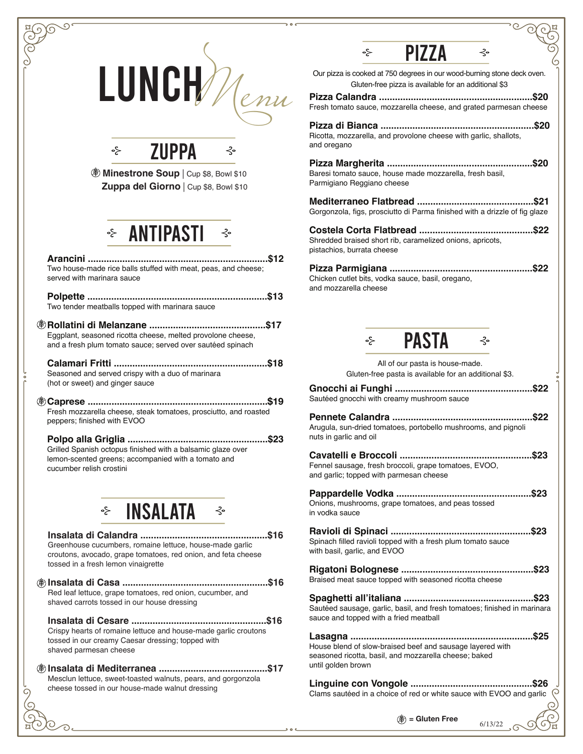# LUNCH *Menu*

## ZUPPA

(GF) **Minestrone Soup** | Cup $8, Bowl $10

**Zuppa del Giorno** | Cup $8, Bowl $10

## ANTIPASTI

**Arancini** ........ $12
Two house-made rice balls stuffed with meat, peas, and cheese; served with marinara sauce

**Polpette** ........ $13
Two tender meatballs topped with marinara sauce

(GF) **Rollatini di Melanzane** ........ $17
Eggplant, seasoned ricotta cheese, melted provolone cheese, and a fresh plum tomato sauce; served over sautéed spinach

**Calamari Fritti** ........ $18
Seasoned and served crispy with a duo of marinara (hot or sweet) and ginger sauce

(GF) **Caprese** ........ $19
Fresh mozzarella cheese, steak tomatoes, prosciutto, and roasted peppers; finished with EVOO

**Polpo alla Griglia** ........ $23
Grilled Spanish octopus finished with a balsamic glaze over lemon-scented greens; accompanied with a tomato and cucumber relish crostini

## INSALATA

**Insalata di Calandra** ........ $16
Greenhouse cucumbers, romaine lettuce, house-made garlic croutons, avocado, grape tomatoes, red onion, and feta cheese tossed in a fresh lemon vinaigrette

(GF) **Insalata di Casa** ........ $16
Red leaf lettuce, grape tomatoes, red onion, cucumber, and shaved carrots tossed in our house dressing

**Insalata di Cesare** ........ $16
Crispy hearts of romaine lettuce and house-made garlic croutons tossed in our creamy Caesar dressing; topped with shaved parmesan cheese

(GF) **Insalata di Mediterranea** ........ $17
Mesclun lettuce, sweet-toasted walnuts, pears, and gorgonzola cheese tossed in our house-made walnut dressing

## PIZZA

Our pizza is cooked at 750 degrees in our wood-burning stone deck oven.
Gluten-free pizza is available for an additional $3

**Pizza Calandra** ........ $20
Fresh tomato sauce, mozzarella cheese, and grated parmesan cheese

**Pizza di Bianca** ........ $20
Ricotta, mozzarella, and provolone cheese with garlic, shallots, and oregano

**Pizza Margherita** ........ $20
Baresi tomato sauce, house made mozzarella, fresh basil, Parmigiano Reggiano cheese

**Mediterraneo Flatbread** ........ $21
Gorgonzola, figs, prosciutto di Parma finished with a drizzle of fig glaze

**Costela Corta Flatbread** ........ $22
Shredded braised short rib, caramelized onions, apricots, pistachios, burrata cheese

**Pizza Parmigiana** ........ $22
Chicken cutlet bits, vodka sauce, basil, oregano, and mozzarella cheese

## PASTA

All of our pasta is house-made.
Gluten-free pasta is available for an additional $3.

**Gnocchi ai Funghi** ........ $22
Sautéed gnocchi with creamy mushroom sauce

**Pennete Calandra** ........ $22
Arugula, sun-dried tomatoes, portobello mushrooms, and pignoli nuts in garlic and oil

**Cavatelli e Broccoli** ........ $23
Fennel sausage, fresh broccoli, grape tomatoes, EVOO, and garlic; topped with parmesan cheese

**Pappardelle Vodka** ........ $23
Onions, mushrooms, grape tomatoes, and peas tossed in vodka sauce

**Ravioli di Spinaci** ........ $23
Spinach filled ravioli topped with a fresh plum tomato sauce with basil, garlic, and EVOO

**Rigatoni Bolognese** ........ $23
Braised meat sauce topped with seasoned ricotta cheese

**Spaghetti all'italiana** ........ $23
Sautéed sausage, garlic, basil, and fresh tomatoes; finished in marinara sauce and topped with a fried meatball

**Lasagna** ........ $25
House blend of slow-braised beef and sausage layered with seasoned ricotta, basil, and mozzarella cheese; baked until golden brown

**Linguine con Vongole** ........ $26
Clams sautéed in a choice of red or white sauce with EVOO and garlic

(GF) = **Gluten Free**

6/13/22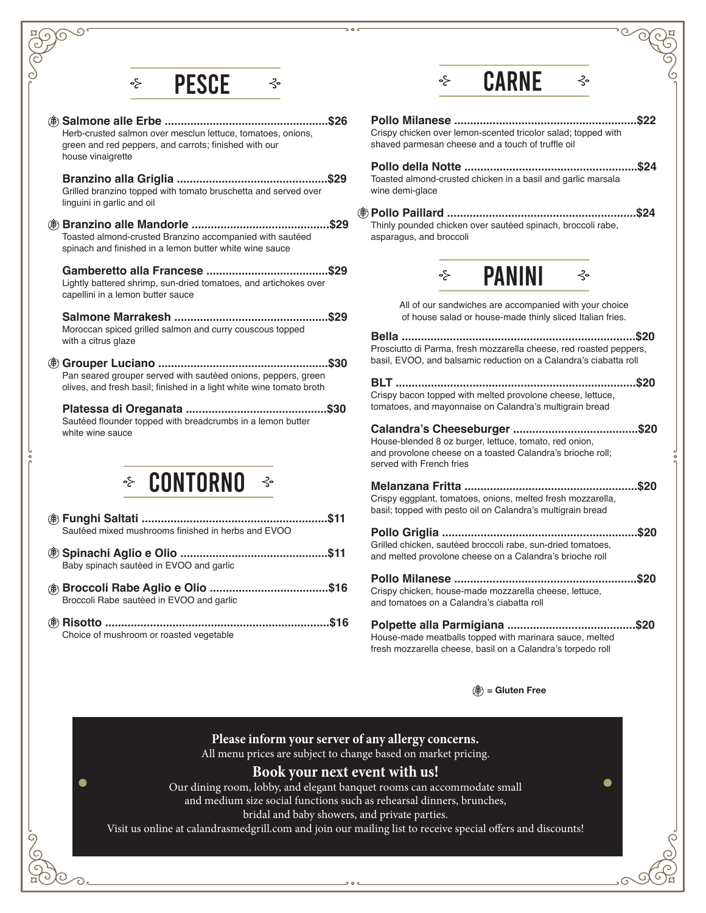## PESCE

**Salmone alle Erbe** (Gluten Free) ........ $26
Herb-crusted salmon over mesclun lettuce, tomatoes, onions, green and red peppers, and carrots; finished with our house vinaigrette

**Branzino alla Griglia** ........ $29
Grilled branzino topped with tomato bruschetta and served over linguini in garlic and oil

**Branzino alle Mandorle** (Gluten Free) ........ $29
Toasted almond-crusted Branzino accompanied with sautéed spinach and finished in a lemon butter white wine sauce

**Gamberetto alla Francese** ........ $29
Lightly battered shrimp, sun-dried tomatoes, and artichokes over capellini in a lemon butter sauce

**Salmone Marrakesh** ........ $29
Moroccan spiced grilled salmon and curry couscous topped with a citrus glaze

**Grouper Luciano** (Gluten Free) ........ $30
Pan seared grouper served with sautéed onions, peppers, green olives, and fresh basil; finished in a light white wine tomato broth

**Platessa di Oreganata** ........ $30
Sautéed flounder topped with breadcrumbs in a lemon butter white wine sauce

## CONTORNO

**Funghi Saltati** (Gluten Free) ........ $11
Sautéed mixed mushrooms finished in herbs and EVOO

**Spinachi Aglio e Olio** (Gluten Free) ........ $11
Baby spinach sautéed in EVOO and garlic

**Broccoli Rabe Aglio e Olio** (Gluten Free) ........ $16
Broccoli Rabe sautéed in EVOO and garlic

**Risotto** (Gluten Free) ........ $16
Choice of mushroom or roasted vegetable

## CARNE

**Pollo Milanese** ........ $22
Crispy chicken over lemon-scented tricolor salad; topped with shaved parmesan cheese and a touch of truffle oil

**Pollo della Notte** ........ $24
Toasted almond-crusted chicken in a basil and garlic marsala wine demi-glace

**Pollo Paillard** (Gluten Free) ........ $24
Thinly pounded chicken over sautéed spinach, broccoli rabe, asparagus, and broccoli

## PANINI

All of our sandwiches are accompanied with your choice of house salad or house-made thinly sliced Italian fries.

**Bella** ........ $20
Prosciutto di Parma, fresh mozzarella cheese, red roasted peppers, basil, EVOO, and balsamic reduction on a Calandra's ciabatta roll

**BLT** ........ $20
Crispy bacon topped with melted provolone cheese, lettuce, tomatoes, and mayonnaise on Calandra's multigrain bread

**Calandra's Cheeseburger** ........ $20
House-blended 8 oz burger, lettuce, tomato, red onion, and provolone cheese on a toasted Calandra's brioche roll; served with French fries

**Melanzana Fritta** ........ $20
Crispy eggplant, tomatoes, onions, melted fresh mozzarella, basil; topped with pesto oil on Calandra's multigrain bread

**Pollo Griglia** ........ $20
Grilled chicken, sautéed broccoli rabe, sun-dried tomatoes, and melted provolone cheese on a Calandra's brioche roll

**Pollo Milanese** ........ $20
Crispy chicken, house-made mozzarella cheese, lettuce, and tomatoes on a Calandra's ciabatta roll

**Polpette alla Parmigiana** ........ $20
House-made meatballs topped with marinara sauce, melted fresh mozzarella cheese, basil on a Calandra's torpedo roll

(Gluten Free symbol) = **Gluten Free**

**Please inform your server of any allergy concerns.**
All menu prices are subject to change based on market pricing.

**Book your next event with us!**
Our dining room, lobby, and elegant banquet rooms can accommodate small and medium size social functions such as rehearsal dinners, brunches, bridal and baby showers, and private parties.
Visit us online at calandrasmedgrill.com and join our mailing list to receive special offers and discounts!